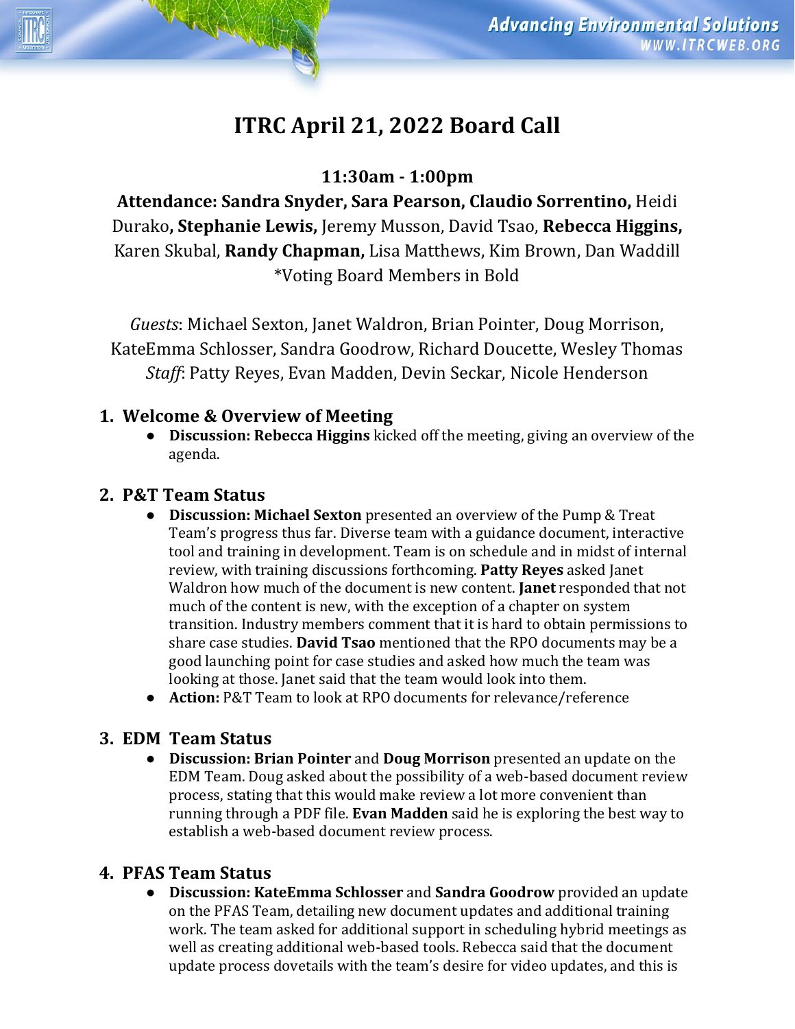# ITRC April 21, 2022 Board Call

**11:30am - 1:00pm**

**Attendance: Sandra Snyder, Sara Pearson, Claudio Sorrentino,** Heidi Durako**, Stephanie Lewis,** Jeremy Musson, David Tsao, **Rebecca Higgins,** Karen Skubal, **Randy Chapman,** Lisa Matthews, Kim Brown, Dan Waddill
*Voting Board Members in Bold

*Guests*: Michael Sexton, Janet Waldron, Brian Pointer, Doug Morrison, KateEmma Schlosser, Sandra Goodrow, Richard Doucette, Wesley Thomas
*Staff*: Patty Reyes, Evan Madden, Devin Seckar, Nicole Henderson

## 1. Welcome & Overview of Meeting

- **Discussion: Rebecca Higgins** kicked off the meeting, giving an overview of the agenda.

## 2. P&T Team Status

- **Discussion: Michael Sexton** presented an overview of the Pump & Treat Team's progress thus far. Diverse team with a guidance document, interactive tool and training in development. Team is on schedule and in midst of internal review, with training discussions forthcoming. **Patty Reyes** asked Janet Waldron how much of the document is new content. **Janet** responded that not much of the content is new, with the exception of a chapter on system transition. Industry members comment that it is hard to obtain permissions to share case studies. **David Tsao** mentioned that the RPO documents may be a good launching point for case studies and asked how much the team was looking at those. Janet said that the team would look into them.
- **Action:** P&T Team to look at RPO documents for relevance/reference

## 3. EDM Team Status

- **Discussion: Brian Pointer** and **Doug Morrison** presented an update on the EDM Team. Doug asked about the possibility of a web-based document review process, stating that this would make review a lot more convenient than running through a PDF file. **Evan Madden** said he is exploring the best way to establish a web-based document review process.

## 4. PFAS Team Status

- **Discussion: KateEmma Schlosser** and **Sandra Goodrow** provided an update on the PFAS Team, detailing new document updates and additional training work. The team asked for additional support in scheduling hybrid meetings as well as creating additional web-based tools. Rebecca said that the document update process dovetails with the team's desire for video updates, and this is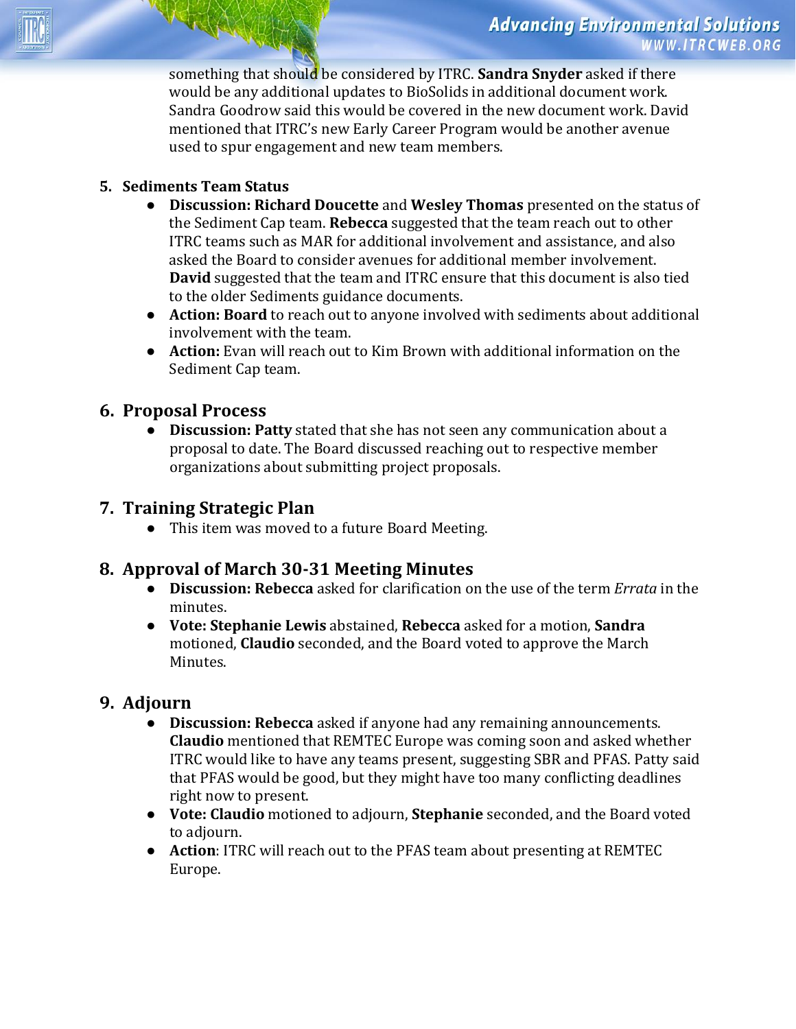something that should be considered by ITRC. **Sandra Snyder** asked if there would be any additional updates to BioSolids in additional document work. Sandra Goodrow said this would be covered in the new document work. David mentioned that ITRC's new Early Career Program would be another avenue used to spur engagement and new team members.

5. **Sediments Team Status**
   - **Discussion: Richard Doucette** and **Wesley Thomas** presented on the status of the Sediment Cap team. **Rebecca** suggested that the team reach out to other ITRC teams such as MAR for additional involvement and assistance, and also asked the Board to consider avenues for additional member involvement. **David** suggested that the team and ITRC ensure that this document is also tied to the older Sediments guidance documents.
   - **Action: Board** to reach out to anyone involved with sediments about additional involvement with the team.
   - **Action:** Evan will reach out to Kim Brown with additional information on the Sediment Cap team.

## 6. Proposal Process

- **Discussion: Patty** stated that she has not seen any communication about a proposal to date. The Board discussed reaching out to respective member organizations about submitting project proposals.

## 7. Training Strategic Plan

- This item was moved to a future Board Meeting.

## 8. Approval of March 30-31 Meeting Minutes

- **Discussion: Rebecca** asked for clarification on the use of the term *Errata* in the minutes.
- **Vote: Stephanie Lewis** abstained, **Rebecca** asked for a motion, **Sandra** motioned, **Claudio** seconded, and the Board voted to approve the March Minutes.

## 9. Adjourn

- **Discussion: Rebecca** asked if anyone had any remaining announcements. **Claudio** mentioned that REMTEC Europe was coming soon and asked whether ITRC would like to have any teams present, suggesting SBR and PFAS. Patty said that PFAS would be good, but they might have too many conflicting deadlines right now to present.
- **Vote: Claudio** motioned to adjourn, **Stephanie** seconded, and the Board voted to adjourn.
- **Action**: ITRC will reach out to the PFAS team about presenting at REMTEC Europe.